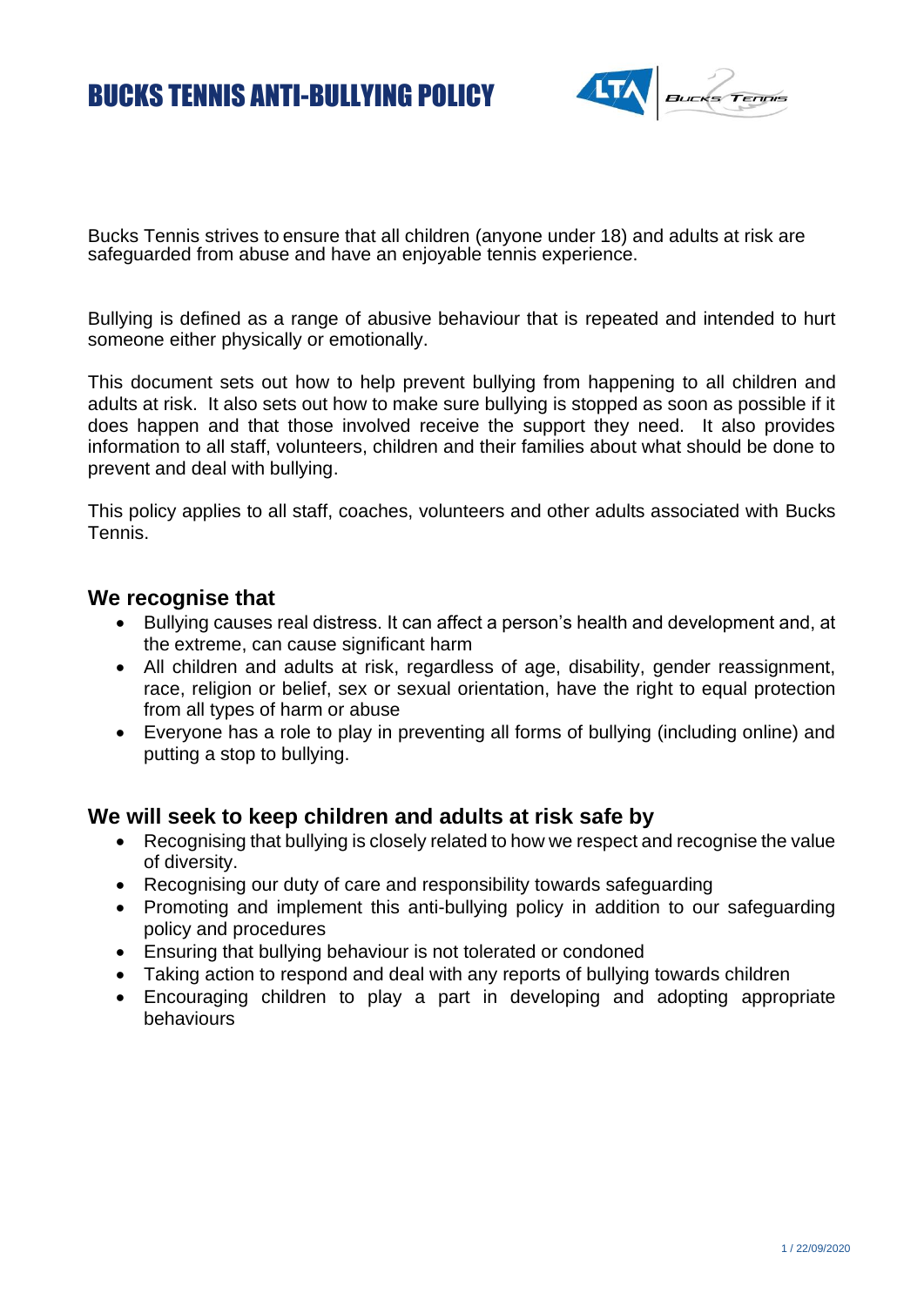# BUCKS TENNIS ANTI-BULLYING POLICY

Bucks Tennis strives to ensure that all children (anyone under 18) and adults at risk are safeguarded from abuse and have an enjoyable tennis experience.

Bullying is defined as a range of abusive behaviour that is repeated and intended to hurt someone either physically or emotionally.

This document sets out how to help prevent bullying from happening to all children and adults at risk. It also sets out how to make sure bullying is stopped as soon as possible if it does happen and that those involved receive the support they need. It also provides information to all staff, volunteers, children and their families about what should be done to prevent and deal with bullying.

This policy applies to all staff, coaches, volunteers and other adults associated with Bucks Tennis.

## We recognise that

- Bullying causes real distress. It can affect a person's health and development and, at the extreme, can cause significant harm
- All children and adults at risk, regardless of age, disability, gender reassignment, race, religion or belief, sex or sexual orientation, have the right to equal protection from all types of harm or abuse
- Everyone has a role to play in preventing all forms of bullying (including online) and putting a stop to bullying.

## We will seek to keep children and adults at risk safe by

- Recognising that bullying is closely related to how we respect and recognise the value of diversity.
- Recognising our duty of care and responsibility towards safeguarding
- Promoting and implement this anti-bullying policy in addition to our safeguarding policy and procedures
- Ensuring that bullying behaviour is not tolerated or condoned
- Taking action to respond and deal with any reports of bullying towards children
- Encouraging children to play a part in developing and adopting appropriate behaviours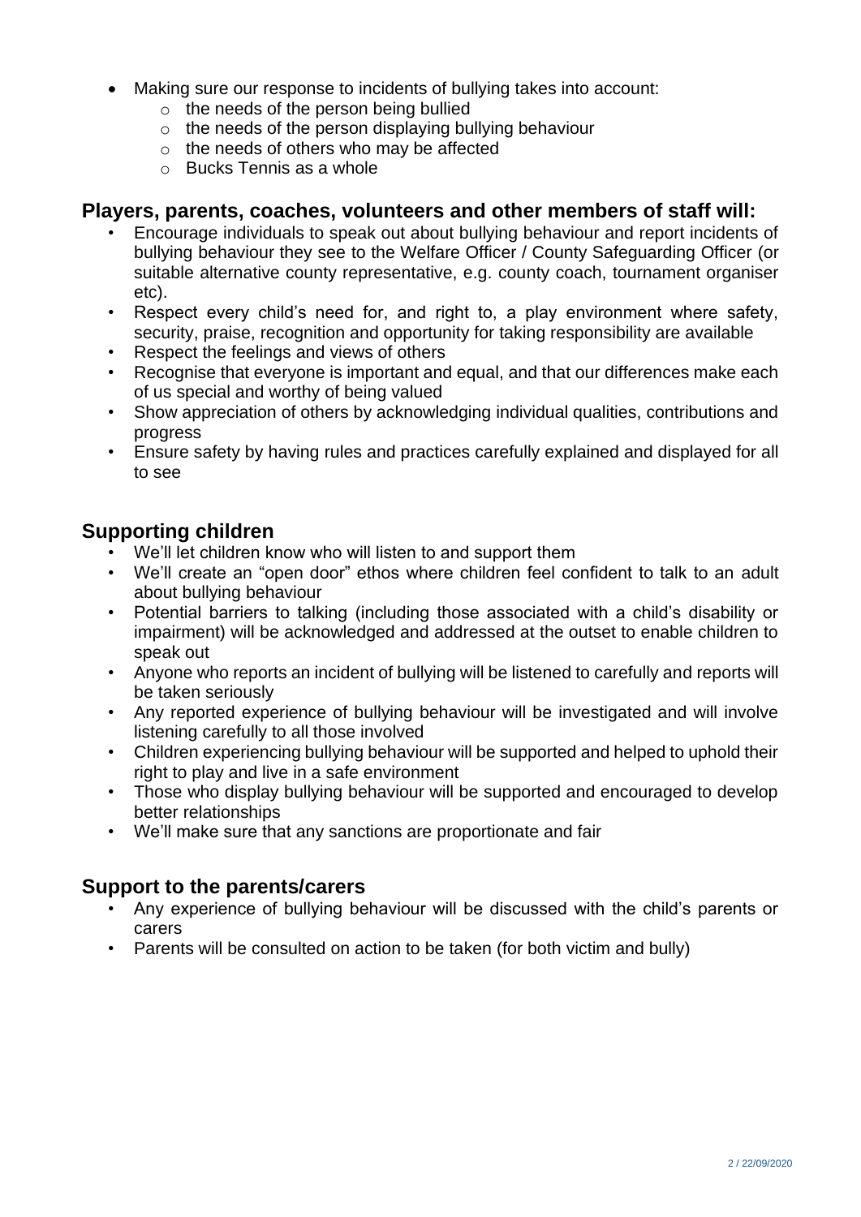- Making sure our response to incidents of bullying takes into account:
  - the needs of the person being bullied
  - the needs of the person displaying bullying behaviour
  - the needs of others who may be affected
  - Bucks Tennis as a whole

## Players, parents, coaches, volunteers and other members of staff will:

- Encourage individuals to speak out about bullying behaviour and report incidents of bullying behaviour they see to the Welfare Officer / County Safeguarding Officer (or suitable alternative county representative, e.g. county coach, tournament organiser etc).
- Respect every child's need for, and right to, a play environment where safety, security, praise, recognition and opportunity for taking responsibility are available
- Respect the feelings and views of others
- Recognise that everyone is important and equal, and that our differences make each of us special and worthy of being valued
- Show appreciation of others by acknowledging individual qualities, contributions and progress
- Ensure safety by having rules and practices carefully explained and displayed for all to see

## Supporting children

- We'll let children know who will listen to and support them
- We'll create an "open door" ethos where children feel confident to talk to an adult about bullying behaviour
- Potential barriers to talking (including those associated with a child's disability or impairment) will be acknowledged and addressed at the outset to enable children to speak out
- Anyone who reports an incident of bullying will be listened to carefully and reports will be taken seriously
- Any reported experience of bullying behaviour will be investigated and will involve listening carefully to all those involved
- Children experiencing bullying behaviour will be supported and helped to uphold their right to play and live in a safe environment
- Those who display bullying behaviour will be supported and encouraged to develop better relationships
- We'll make sure that any sanctions are proportionate and fair

## Support to the parents/carers

- Any experience of bullying behaviour will be discussed with the child's parents or carers
- Parents will be consulted on action to be taken (for both victim and bully)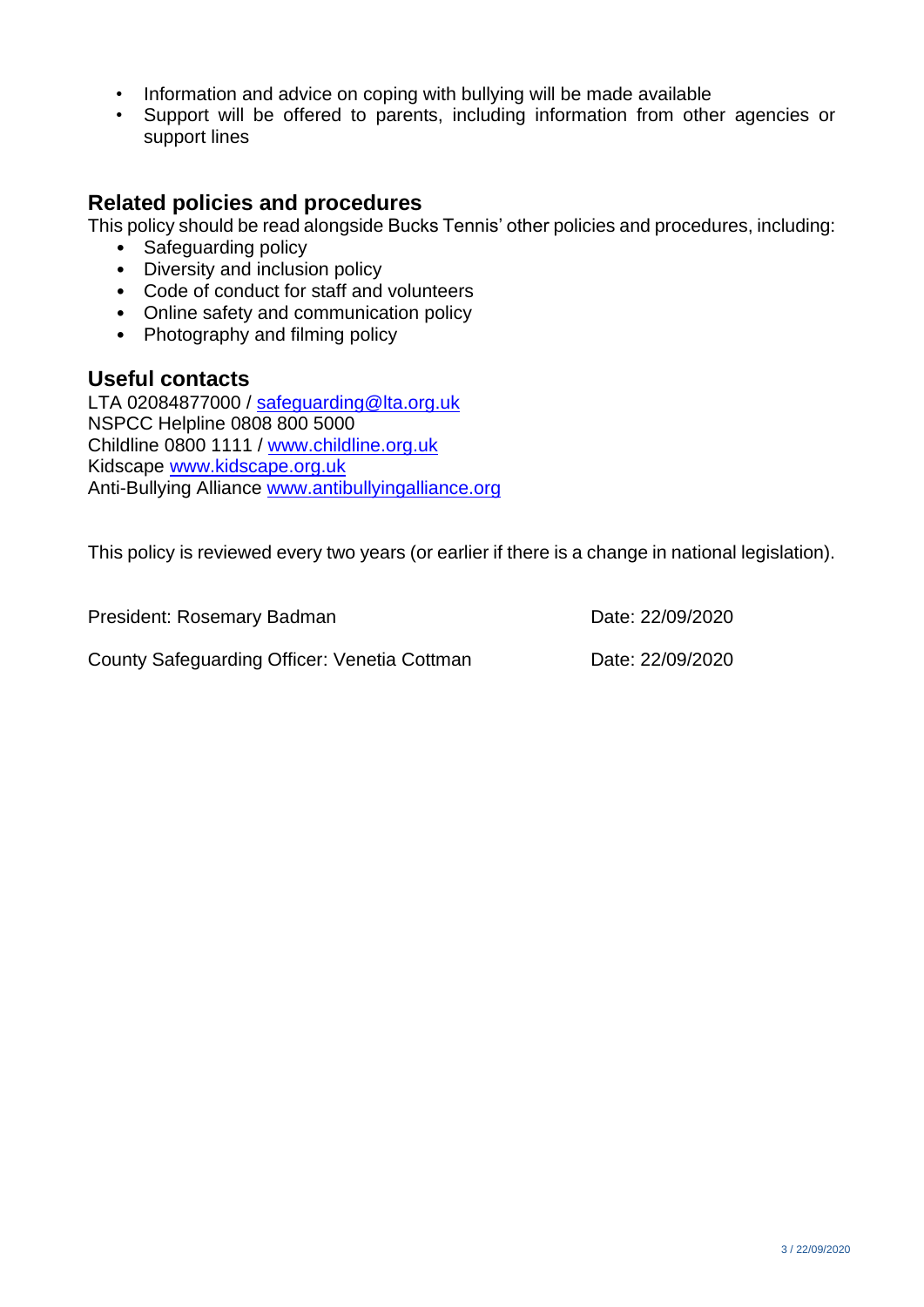- Information and advice on coping with bullying will be made available
- Support will be offered to parents, including information from other agencies or support lines

## Related policies and procedures

This policy should be read alongside Bucks Tennis' other policies and procedures, including:

- Safeguarding policy
- Diversity and inclusion policy
- Code of conduct for staff and volunteers
- Online safety and communication policy
- Photography and filming policy

## Useful contacts

LTA 02084877000 / safeguarding@lta.org.uk
NSPCC Helpline 0808 800 5000
Childline 0800 1111 / www.childline.org.uk
Kidscape www.kidscape.org.uk
Anti-Bullying Alliance www.antibullyingalliance.org

This policy is reviewed every two years (or earlier if there is a change in national legislation).

President: Rosemary Badman — Date: 22/09/2020

County Safeguarding Officer: Venetia Cottman — Date: 22/09/2020